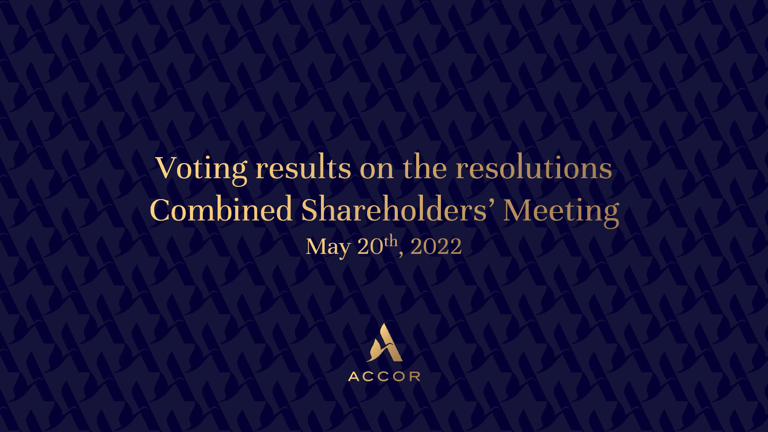# Voting results on the resolutions Combined Shareholders' Meeting

May 20th, 2022

ACCOR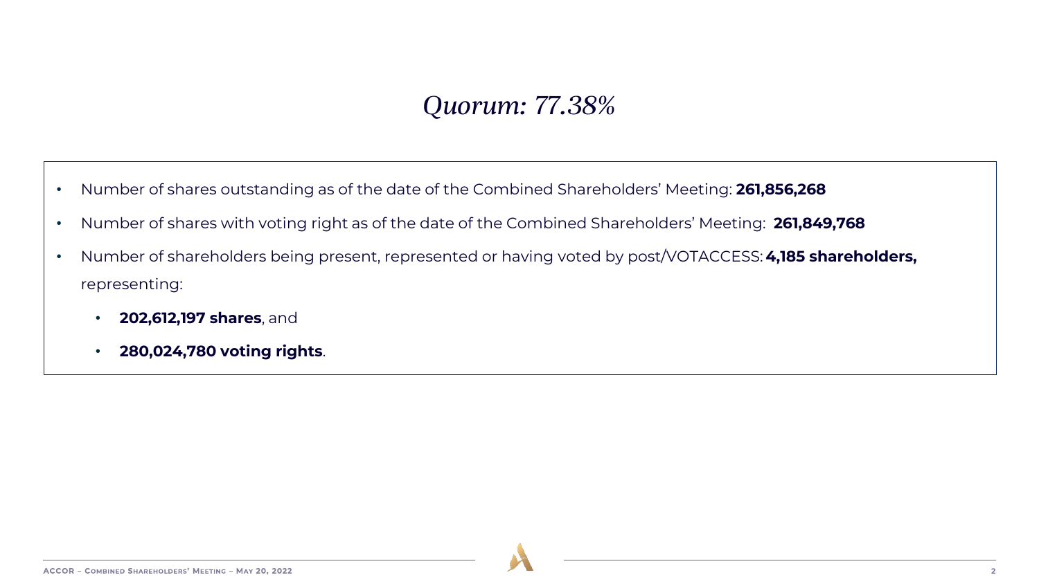# *Quorum: 77.38%*

- Number of shares outstanding as of the date of the Combined Shareholders' Meeting: **261,856,268**
- Number of shares with voting right as of the date of the Combined Shareholders' Meeting: **261,849,768**
- Number of shareholders being present, represented or having voted by post/VOTACCESS: **4,185 shareholders,** representing:
  - **202,612,197 shares**, and
  - **280,024,780 voting rights**.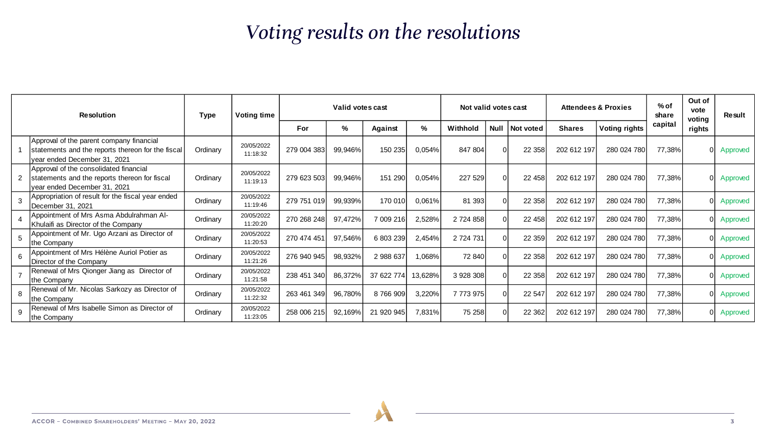# Voting results on the resolutions

| | Resolution | Type | Voting time | Valid votes cast | | | | Not valid votes cast | | | Attendees & Proxies | | % of share capital | Out of vote voting rights | Result |
|---|---|---|---|---|---|---|---|---|---|---|---|---|---|---|---|
| | | | | For | % | Against | % | Withhold | Null | Not voted | Shares | Voting rights | | | |
| 1 | Approval of the parent company financial statements and the reports thereon for the fiscal year ended December 31, 2021 | Ordinary | 20/05/2022 11:18:32 | 279 004 383 | 99,946% | 150 235 | 0,054% | 847 804 | 0 | 22 358 | 202 612 197 | 280 024 780 | 77,38% | 0 | Approved |
| 2 | Approval of the consolidated financial statements and the reports thereon for fiscal year ended December 31, 2021 | Ordinary | 20/05/2022 11:19:13 | 279 623 503 | 99,946% | 151 290 | 0,054% | 227 529 | 0 | 22 458 | 202 612 197 | 280 024 780 | 77,38% | 0 | Approved |
| 3 | Appropriation of result for the fiscal year ended December 31, 2021 | Ordinary | 20/05/2022 11:19:46 | 279 751 019 | 99,939% | 170 010 | 0,061% | 81 393 | 0 | 22 358 | 202 612 197 | 280 024 780 | 77,38% | 0 | Approved |
| 4 | Appointment of Mrs Asma Abdulrahman Al-Khulaifi as Director of the Company | Ordinary | 20/05/2022 11:20:20 | 270 268 248 | 97,472% | 7 009 216 | 2,528% | 2 724 858 | 0 | 22 458 | 202 612 197 | 280 024 780 | 77,38% | 0 | Approved |
| 5 | Appointment of Mr. Ugo Arzani as Director of the Company | Ordinary | 20/05/2022 11:20:53 | 270 474 451 | 97,546% | 6 803 239 | 2,454% | 2 724 731 | 0 | 22 359 | 202 612 197 | 280 024 780 | 77,38% | 0 | Approved |
| 6 | Appointment of Mrs Hélène Auriol Potier as Director of the Company | Ordinary | 20/05/2022 11:21:26 | 276 940 945 | 98,932% | 2 988 637 | 1,068% | 72 840 | 0 | 22 358 | 202 612 197 | 280 024 780 | 77,38% | 0 | Approved |
| 7 | Renewal of Mrs Qionger Jiang as Director of the Company | Ordinary | 20/05/2022 11:21:58 | 238 451 340 | 86,372% | 37 622 774 | 13,628% | 3 928 308 | 0 | 22 358 | 202 612 197 | 280 024 780 | 77,38% | 0 | Approved |
| 8 | Renewal of Mr. Nicolas Sarkozy as Director of the Company | Ordinary | 20/05/2022 11:22:32 | 263 461 349 | 96,780% | 8 766 909 | 3,220% | 7 773 975 | 0 | 22 547 | 202 612 197 | 280 024 780 | 77,38% | 0 | Approved |
| 9 | Renewal of Mrs Isabelle Simon as Director of the Company | Ordinary | 20/05/2022 11:23:05 | 258 006 215 | 92,169% | 21 920 945 | 7,831% | 75 258 | 0 | 22 362 | 202 612 197 | 280 024 780 | 77,38% | 0 | Approved |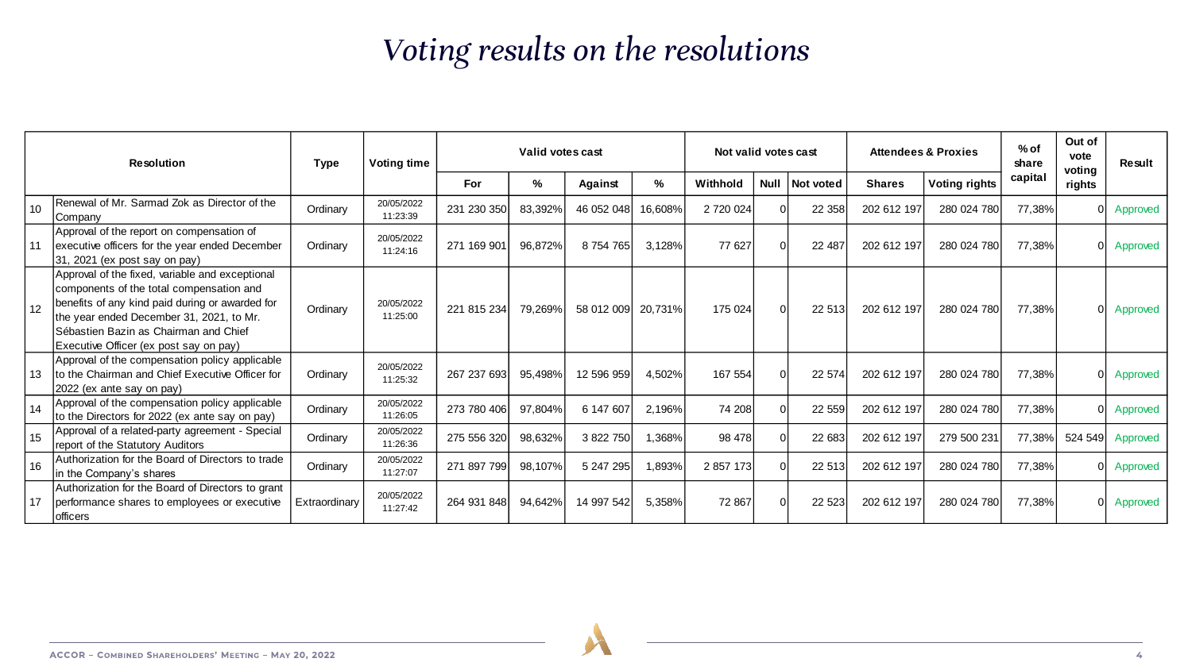# *Voting results on the resolutions*

| | Resolution | Type | Voting time | Valid votes cast | | | | Not valid votes cast | | | Attendees & Proxies | | % of share capital | Out of vote voting rights | Result |
|---|---|---|---|---|---|---|---|---|---|---|---|---|---|---|---|
| | | | | For | % | Against | % | Withhold | Null | Not voted | Shares | Voting rights | | | |
| 10 | Renewal of Mr. Sarmad Zok as Director of the Company | Ordinary | 20/05/2022 11:23:39 | 231 230 350 | 83,392% | 46 052 048 | 16,608% | 2 720 024 | 0 | 22 358 | 202 612 197 | 280 024 780 | 77,38% | 0 | Approved |
| 11 | Approval of the report on compensation of executive officers for the year ended December 31, 2021 (ex post say on pay) | Ordinary | 20/05/2022 11:24:16 | 271 169 901 | 96,872% | 8 754 765 | 3,128% | 77 627 | 0 | 22 487 | 202 612 197 | 280 024 780 | 77,38% | 0 | Approved |
| 12 | Approval of the fixed, variable and exceptional components of the total compensation and benefits of any kind paid during or awarded for the year ended December 31, 2021, to Mr. Sébastien Bazin as Chairman and Chief Executive Officer (ex post say on pay) | Ordinary | 20/05/2022 11:25:00 | 221 815 234 | 79,269% | 58 012 009 | 20,731% | 175 024 | 0 | 22 513 | 202 612 197 | 280 024 780 | 77,38% | 0 | Approved |
| 13 | Approval of the compensation policy applicable to the Chairman and Chief Executive Officer for 2022 (ex ante say on pay) | Ordinary | 20/05/2022 11:25:32 | 267 237 693 | 95,498% | 12 596 959 | 4,502% | 167 554 | 0 | 22 574 | 202 612 197 | 280 024 780 | 77,38% | 0 | Approved |
| 14 | Approval of the compensation policy applicable to the Directors for 2022 (ex ante say on pay) | Ordinary | 20/05/2022 11:26:05 | 273 780 406 | 97,804% | 6 147 607 | 2,196% | 74 208 | 0 | 22 559 | 202 612 197 | 280 024 780 | 77,38% | 0 | Approved |
| 15 | Approval of a related-party agreement - Special report of the Statutory Auditors | Ordinary | 20/05/2022 11:26:36 | 275 556 320 | 98,632% | 3 822 750 | 1,368% | 98 478 | 0 | 22 683 | 202 612 197 | 279 500 231 | 77,38% | 524 549 | Approved |
| 16 | Authorization for the Board of Directors to trade in the Company's shares | Ordinary | 20/05/2022 11:27:07 | 271 897 799 | 98,107% | 5 247 295 | 1,893% | 2 857 173 | 0 | 22 513 | 202 612 197 | 280 024 780 | 77,38% | 0 | Approved |
| 17 | Authorization for the Board of Directors to grant performance shares to employees or executive officers | Extraordinary | 20/05/2022 11:27:42 | 264 931 848 | 94,642% | 14 997 542 | 5,358% | 72 867 | 0 | 22 523 | 202 612 197 | 280 024 780 | 77,38% | 0 | Approved |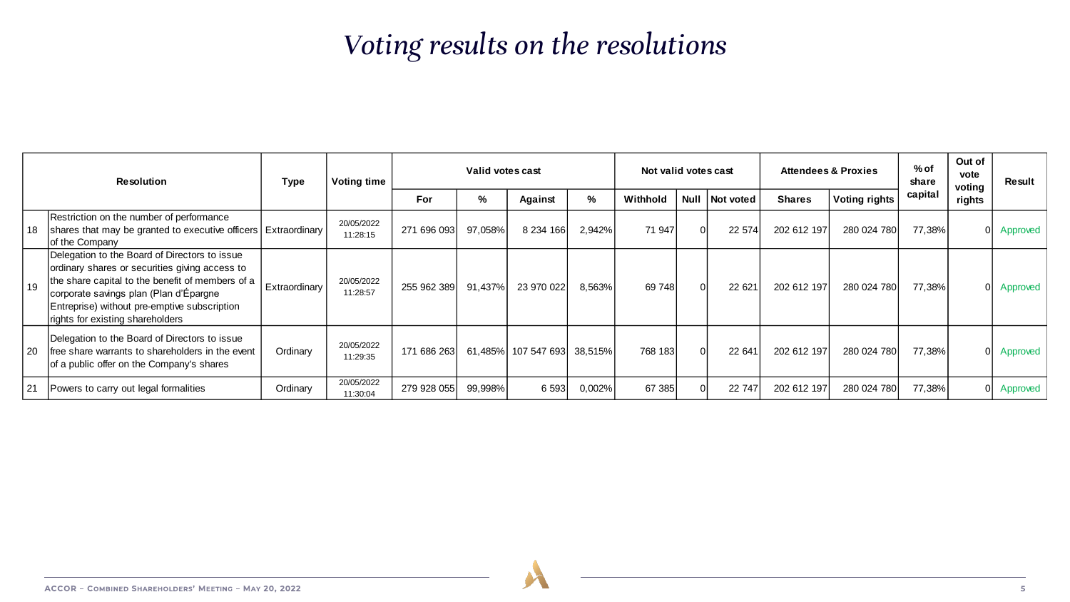# Voting results on the resolutions

| | Resolution | Type | Voting time | Valid votes cast | | | | Not valid votes cast | | | Attendees & Proxies | | % of share capital | Out of vote voting rights | Result |
|---|---|---|---|---|---|---|---|---|---|---|---|---|---|---|---|
| | | | | For | % | Against | % | Withhold | Null | Not voted | Shares | Voting rights | | | |
| 18 | Restriction on the number of performance shares that may be granted to executive officers of the Company | Extraordinary | 20/05/2022 11:28:15 | 271 696 093 | 97,058% | 8 234 166 | 2,942% | 71 947 | 0 | 22 574 | 202 612 197 | 280 024 780 | 77,38% | 0 | Approved |
| 19 | Delegation to the Board of Directors to issue ordinary shares or securities giving access to the share capital to the benefit of members of a corporate savings plan (Plan d'Épargne Entreprise) without pre-emptive subscription rights for existing shareholders | Extraordinary | 20/05/2022 11:28:57 | 255 962 389 | 91,437% | 23 970 022 | 8,563% | 69 748 | 0 | 22 621 | 202 612 197 | 280 024 780 | 77,38% | 0 | Approved |
| 20 | Delegation to the Board of Directors to issue free share warrants to shareholders in the event of a public offer on the Company's shares | Ordinary | 20/05/2022 11:29:35 | 171 686 263 | 61,485% | 107 547 693 | 38,515% | 768 183 | 0 | 22 641 | 202 612 197 | 280 024 780 | 77,38% | 0 | Approved |
| 21 | Powers to carry out legal formalities | Ordinary | 20/05/2022 11:30:04 | 279 928 055 | 99,998% | 6 593 | 0,002% | 67 385 | 0 | 22 747 | 202 612 197 | 280 024 780 | 77,38% | 0 | Approved |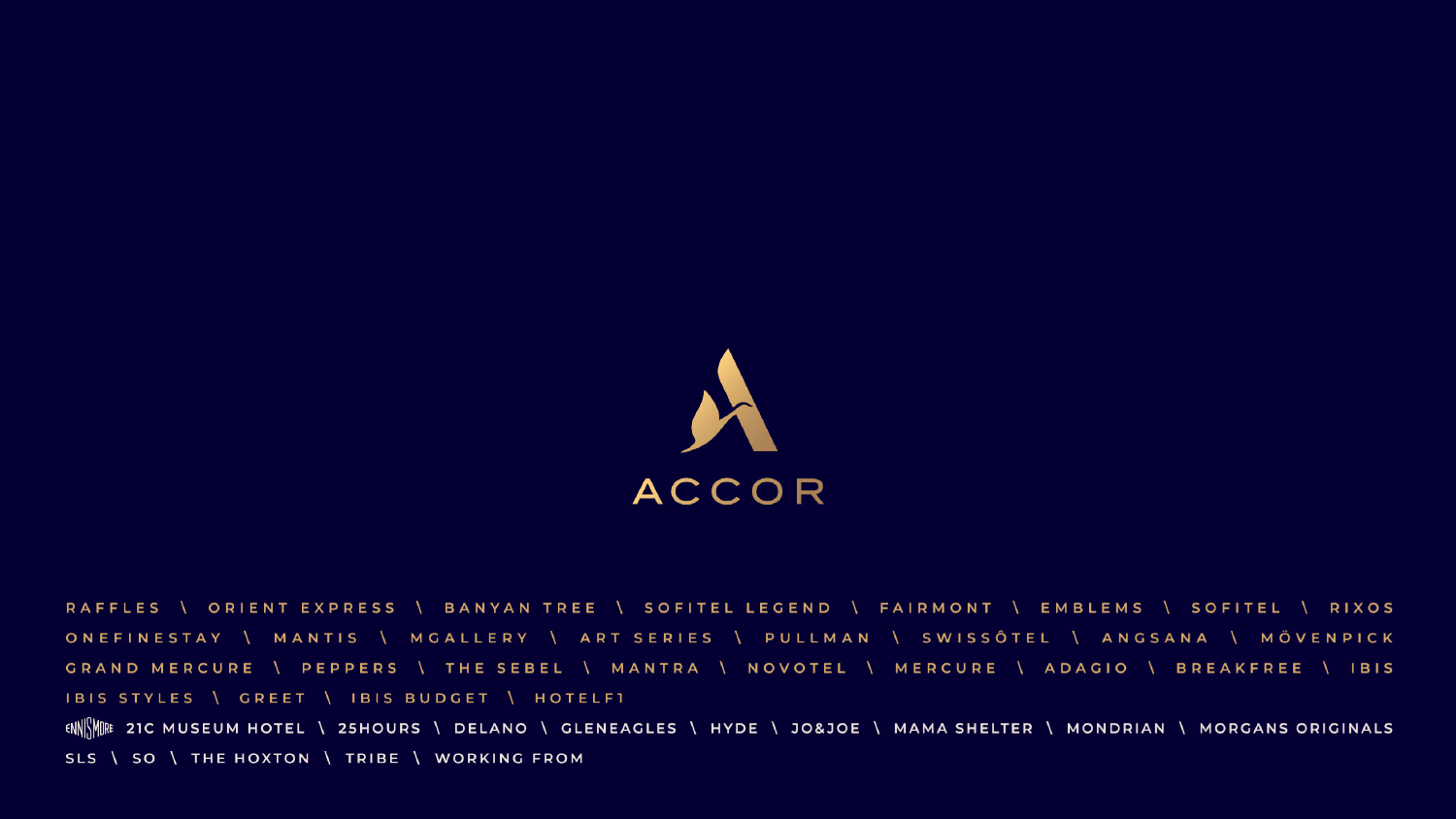ACCOR

RAFFLES \ ORIENT EXPRESS \ BANYAN TREE \ SOFITEL LEGEND \ FAIRMONT \ EMBLEMS \ SOFITEL \ RIXOS
ONEFINESTAY \ MANTIS \ MGALLERY \ ART SERIES \ PULLMAN \ SWISSÔTEL \ ANGSANA \ MÖVENPICK
GRAND MERCURE \ PEPPERS \ THE SEBEL \ MANTRA \ NOVOTEL \ MERCURE \ ADAGIO \ BREAKFREE \ IBIS
IBIS STYLES \ GREET \ IBIS BUDGET \ HOTELF1

ENNISMORE 21C MUSEUM HOTEL \ 25HOURS \ DELANO \ GLENEAGLES \ HYDE \ JO&JOE \ MAMA SHELTER \ MONDRIAN \ MORGANS ORIGINALS
SLS \ SO \ THE HOXTON \ TRIBE \ WORKING FROM